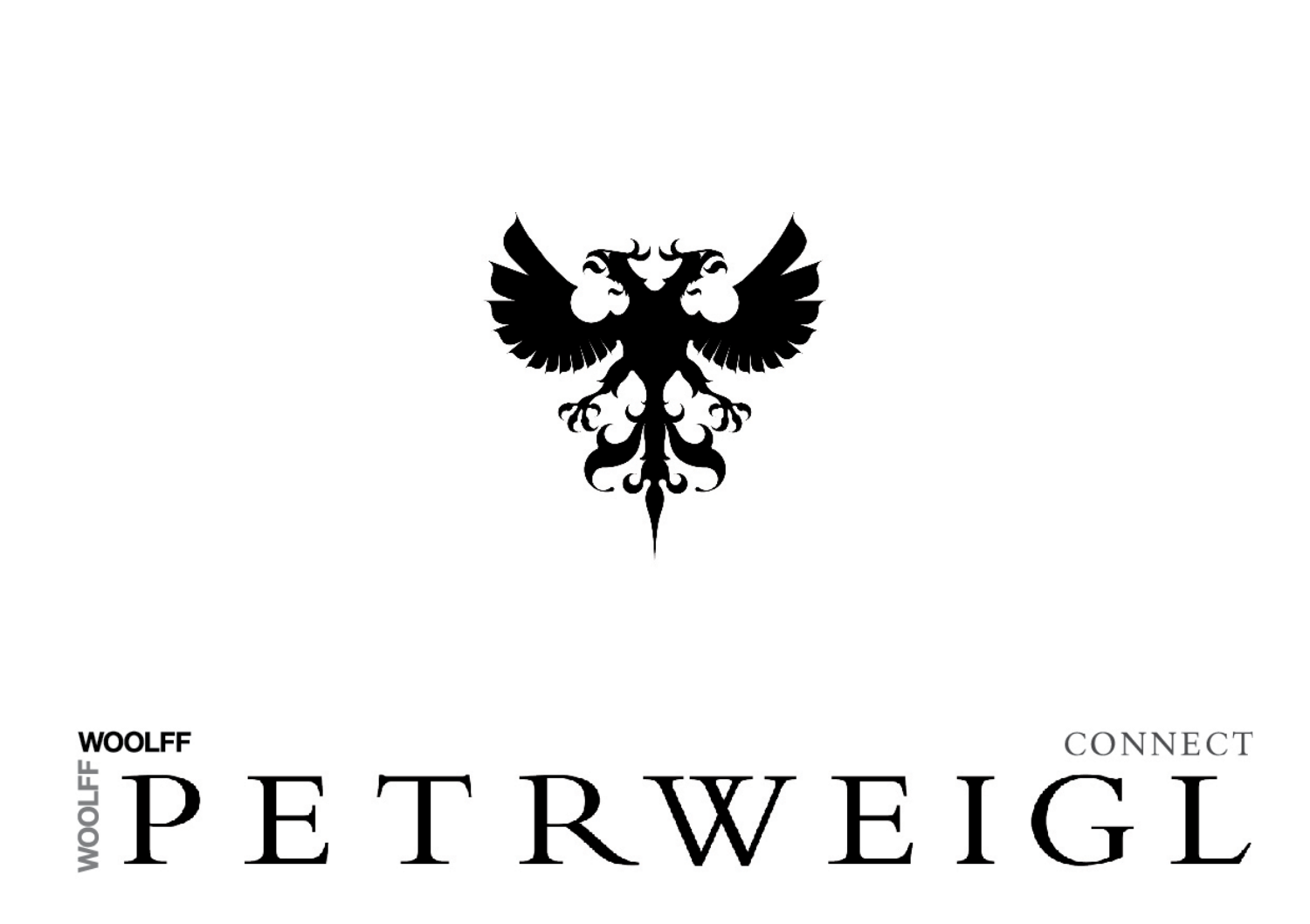WOOLFF

WOOLFF

# PETRWEIGL

CONNECT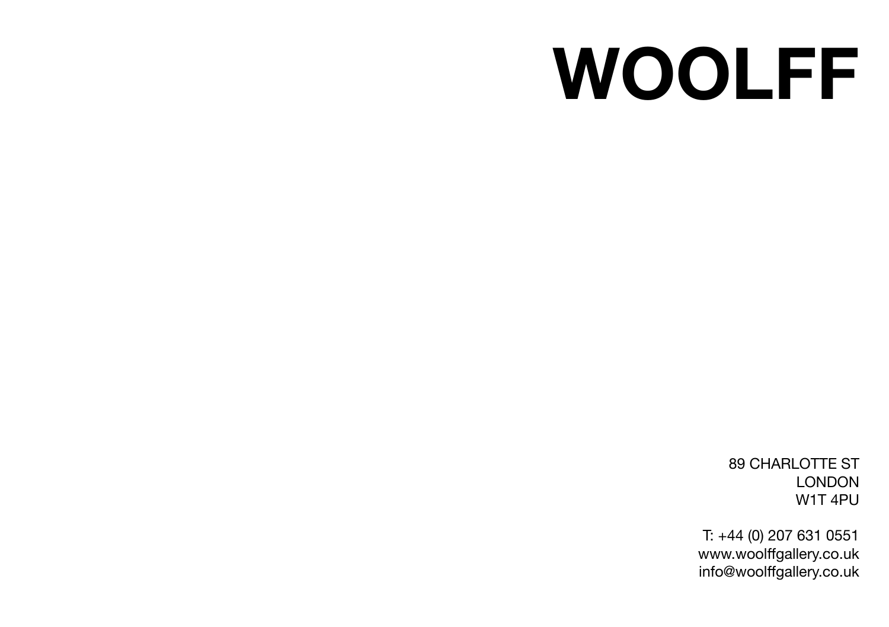# WOOLFF

89 CHARLOTTE ST
LONDON
W1T 4PU

T: +44 (0) 207 631 0551
www.woolffgallery.co.uk
info@woolffgallery.co.uk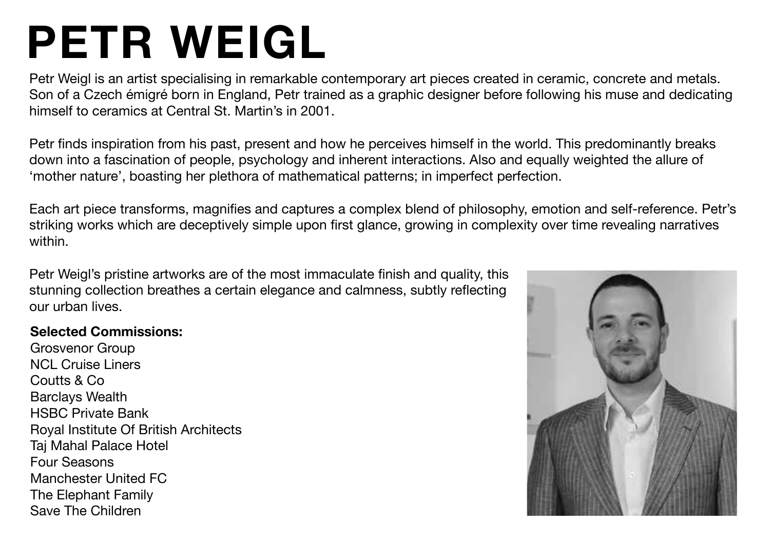# PETR WEIGL

Petr Weigl is an artist specialising in remarkable contemporary art pieces created in ceramic, concrete and metals. Son of a Czech émigré born in England, Petr trained as a graphic designer before following his muse and dedicating himself to ceramics at Central St. Martin's in 2001.

Petr finds inspiration from his past, present and how he perceives himself in the world. This predominantly breaks down into a fascination of people, psychology and inherent interactions. Also and equally weighted the allure of 'mother nature', boasting her plethora of mathematical patterns; in imperfect perfection.

Each art piece transforms, magnifies and captures a complex blend of philosophy, emotion and self-reference. Petr's striking works which are deceptively simple upon first glance, growing in complexity over time revealing narratives within.

Petr Weigl's pristine artworks are of the most immaculate finish and quality, this stunning collection breathes a certain elegance and calmness, subtly reflecting our urban lives.

**Selected Commissions:**

Grosvenor Group
NCL Cruise Liners
Coutts & Co
Barclays Wealth
HSBC Private Bank
Royal Institute Of British Architects
Taj Mahal Palace Hotel
Four Seasons
Manchester United FC
The Elephant Family
Save The Children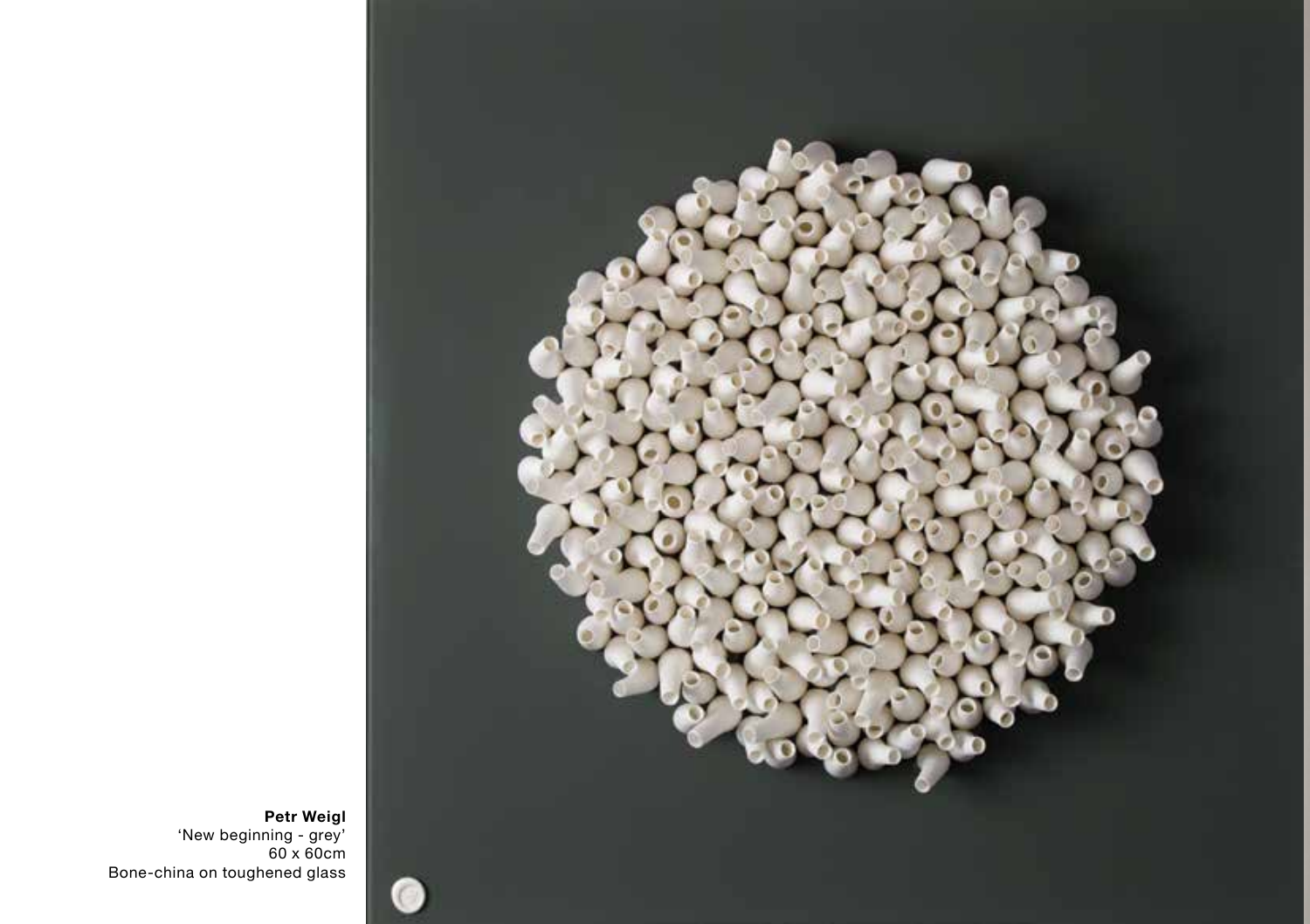**Petr Weigl**
'New beginning - grey'
60 x 60cm
Bone-china on toughened glass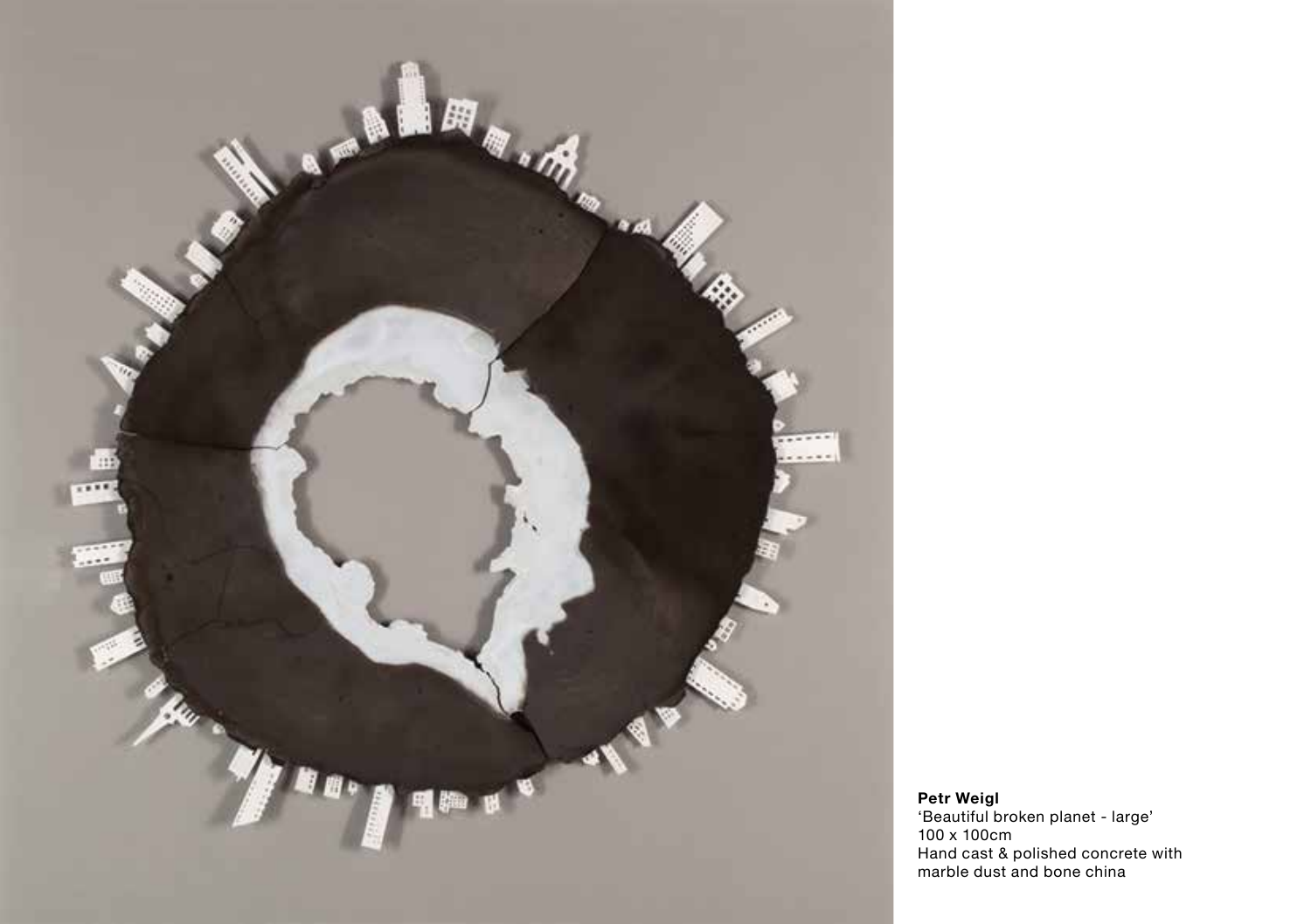**Petr Weigl**
'Beautiful broken planet - large'
100 x 100cm
Hand cast & polished concrete with marble dust and bone china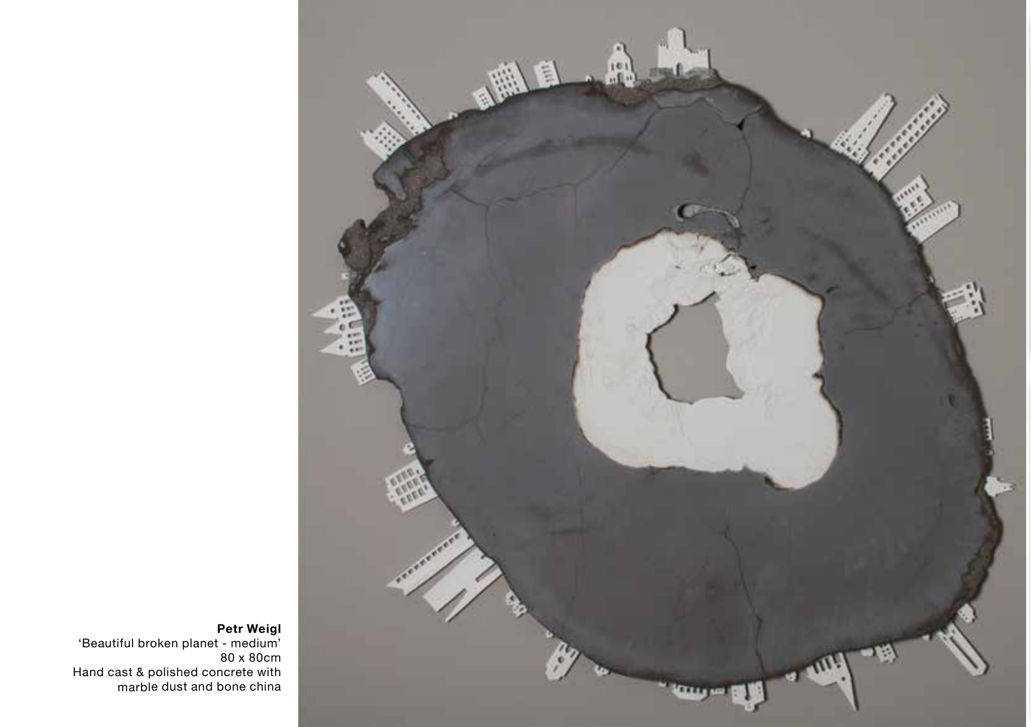**Petr Weigl**
'Beautiful broken planet - medium'
80 x 80cm
Hand cast & polished concrete with marble dust and bone china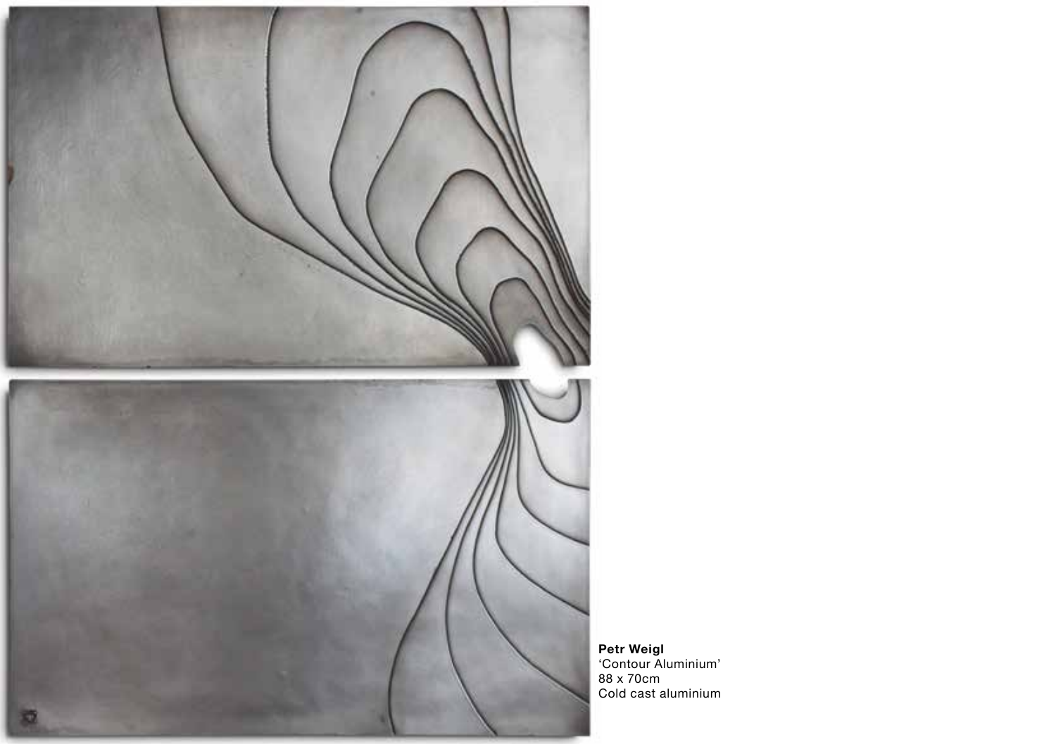**Petr Weigl**
'Contour Aluminium'
88 x 70cm
Cold cast aluminium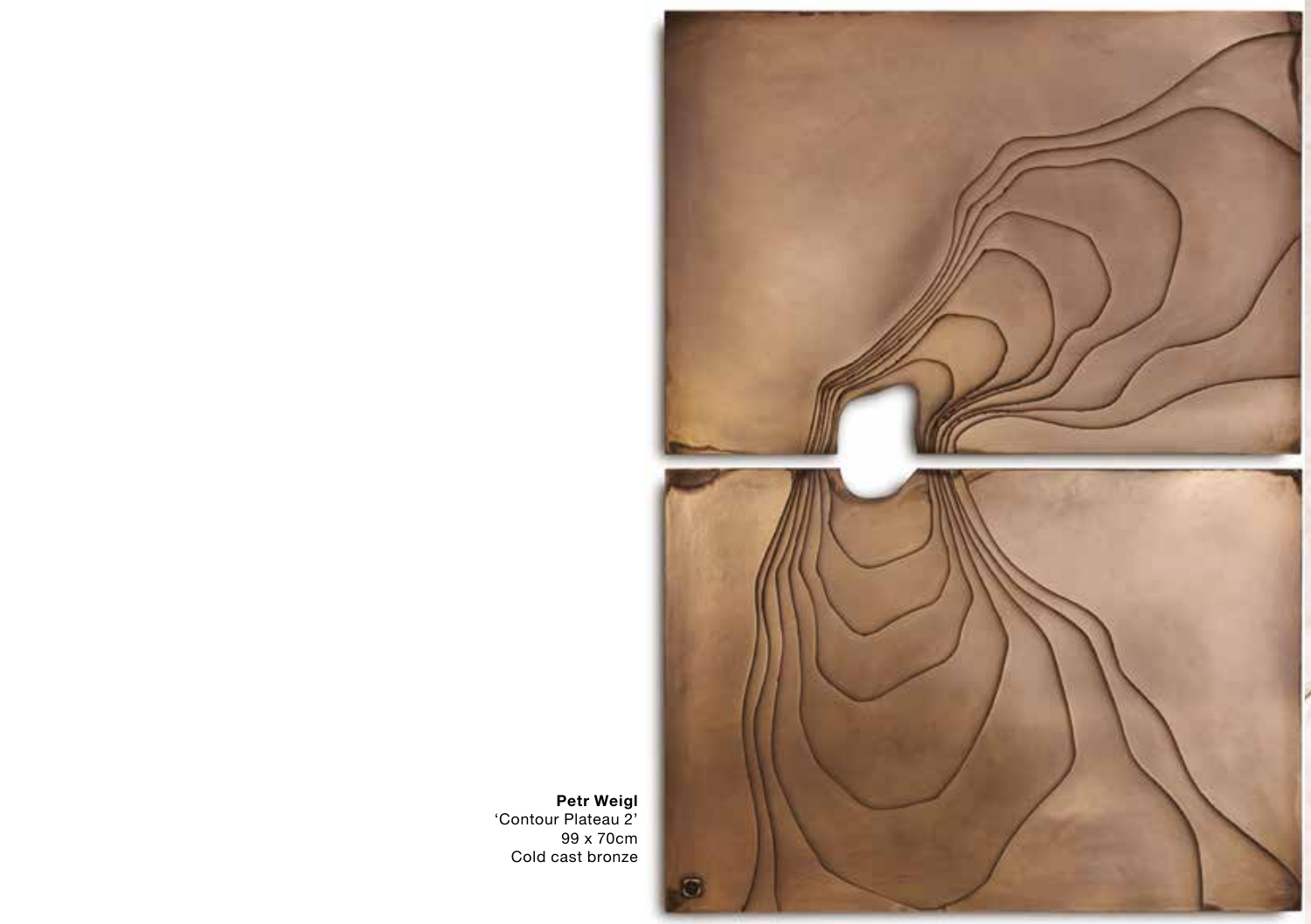**Petr Weigl**
'Contour Plateau 2'
99 x 70cm
Cold cast bronze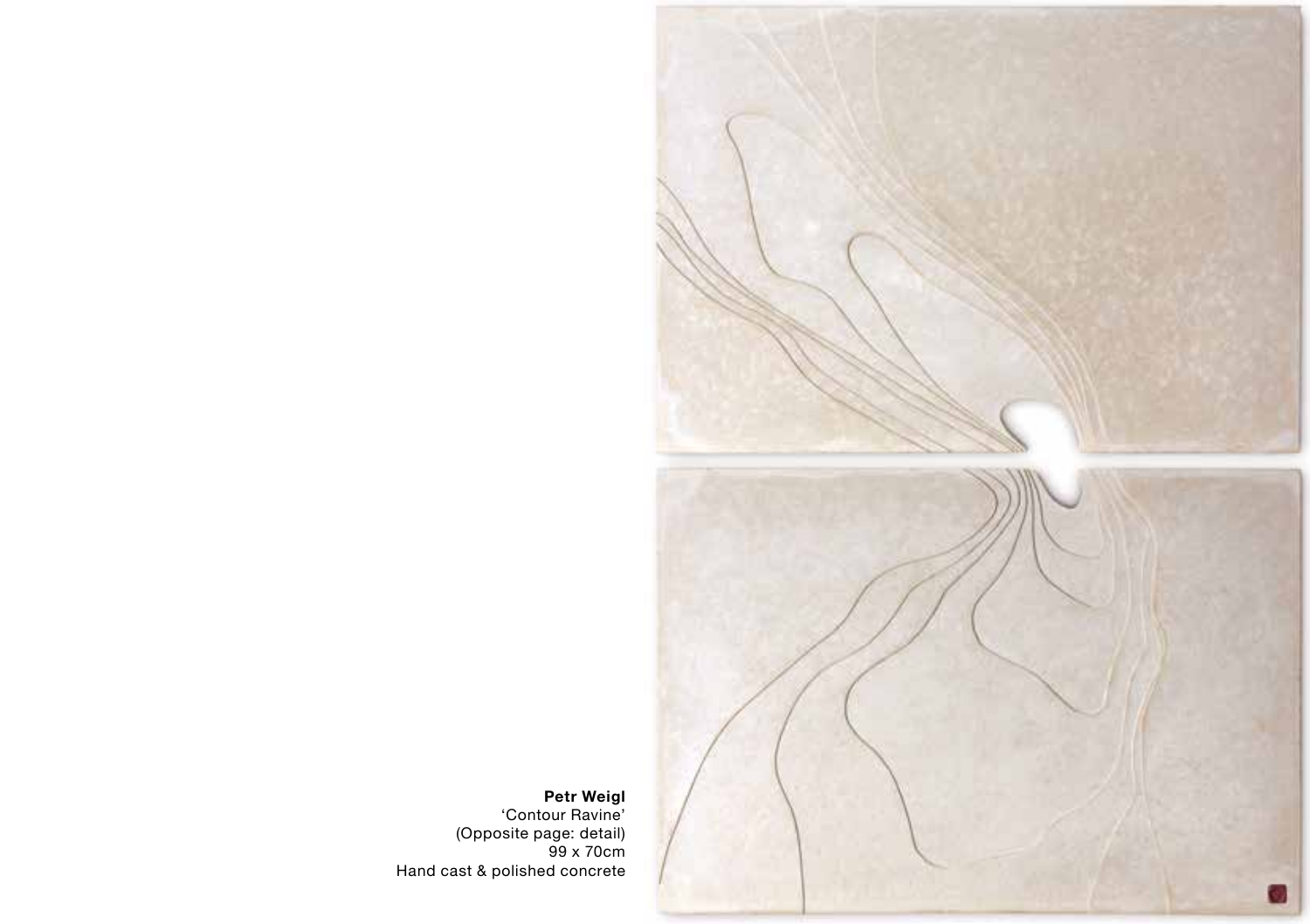**Petr Weigl**
'Contour Ravine'
(Opposite page: detail)
99 x 70cm
Hand cast & polished concrete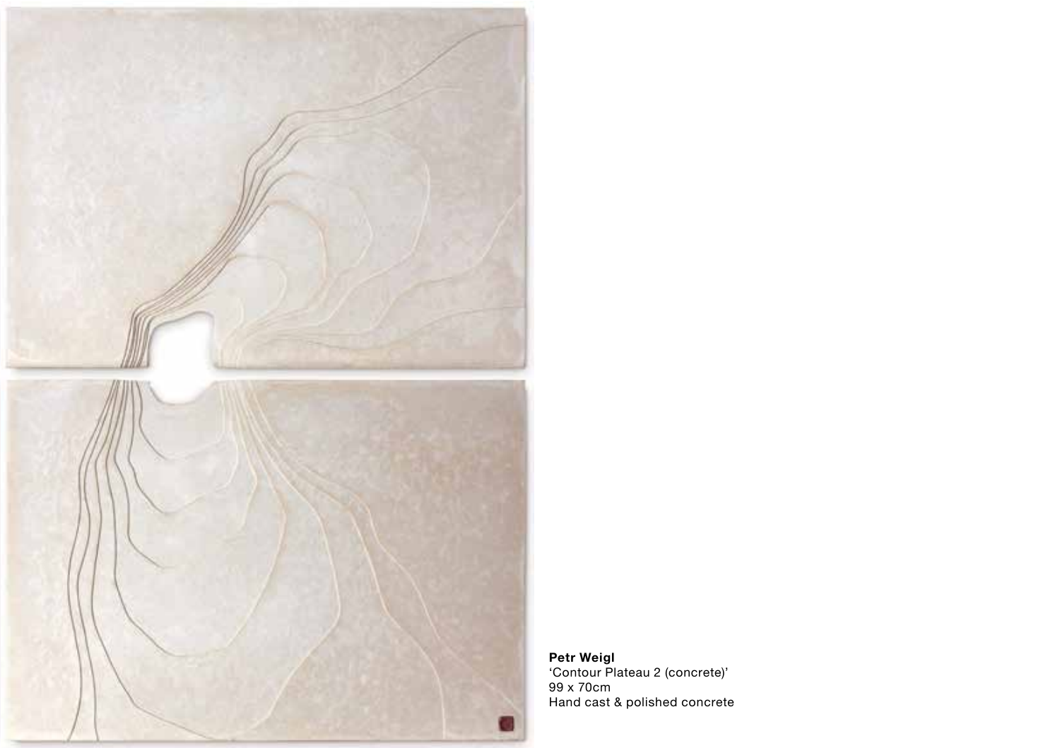**Petr Weigl**
'Contour Plateau 2 (concrete)'
99 x 70cm
Hand cast & polished concrete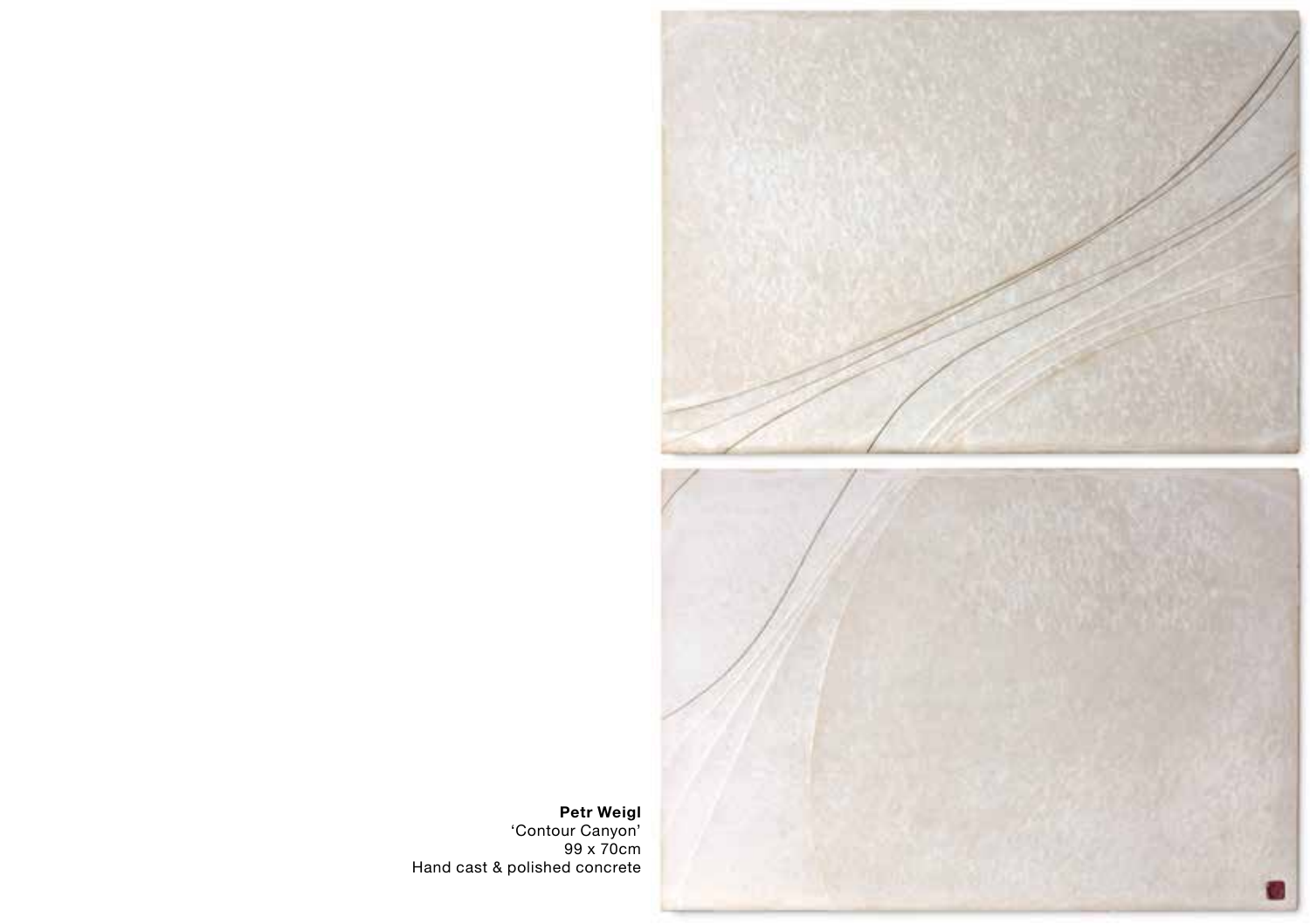**Petr Weigl**
'Contour Canyon'
99 x 70cm
Hand cast & polished concrete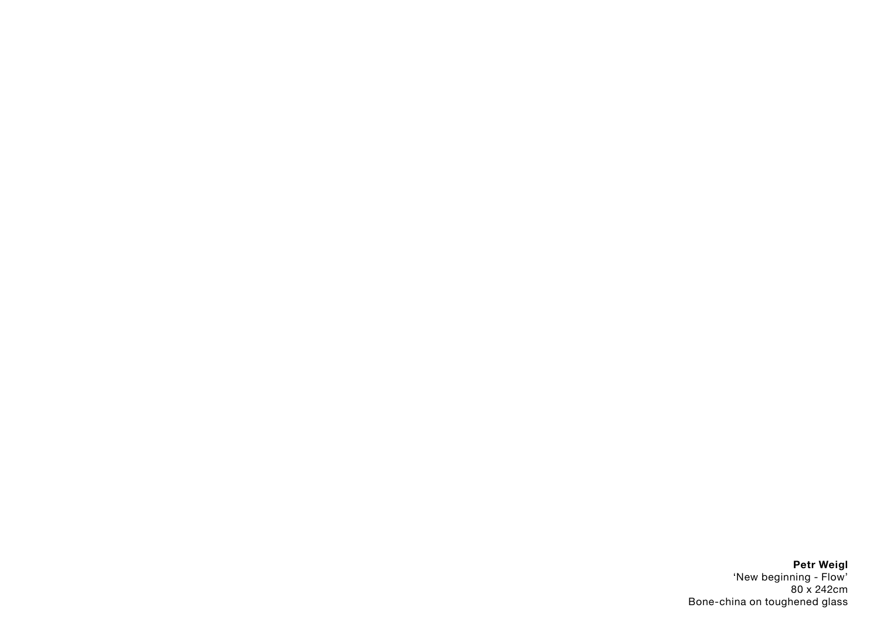**Petr Weigl**
'New beginning - Flow'
80 x 242cm
Bone-china on toughened glass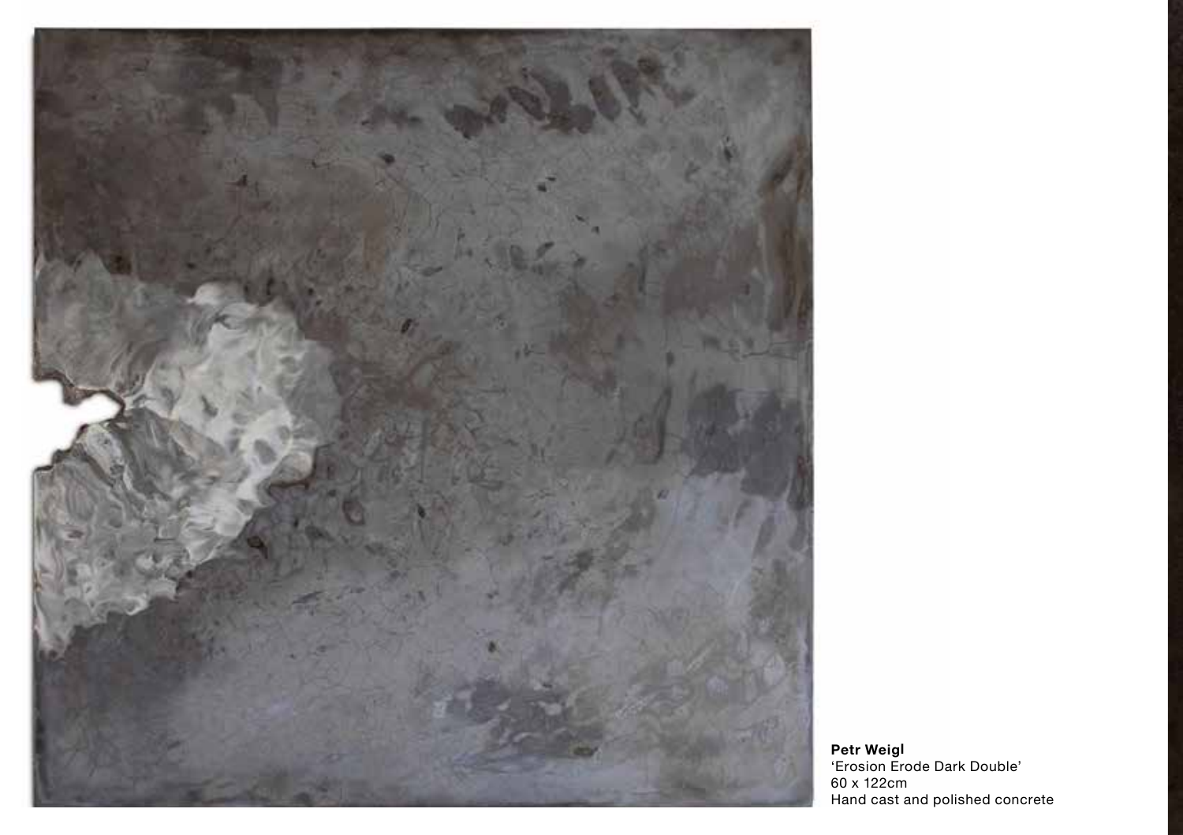**Petr Weigl**
'Erosion Erode Dark Double'
60 x 122cm
Hand cast and polished concrete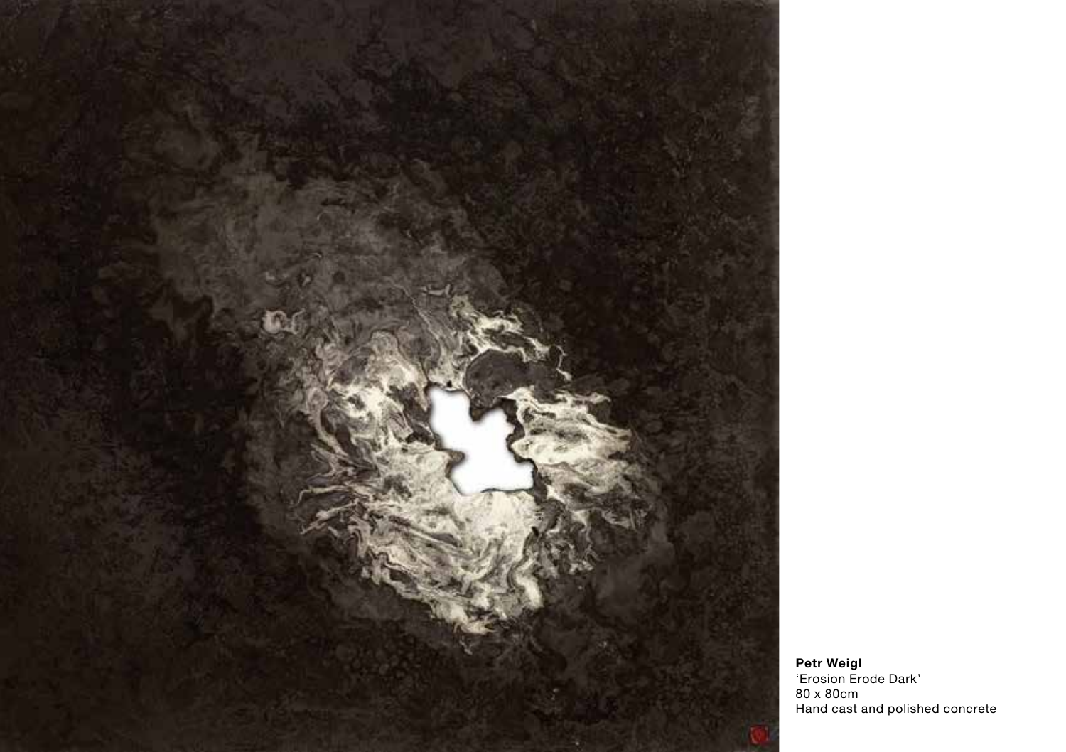**Petr Weigl**
'Erosion Erode Dark'
80 x 80cm
Hand cast and polished concrete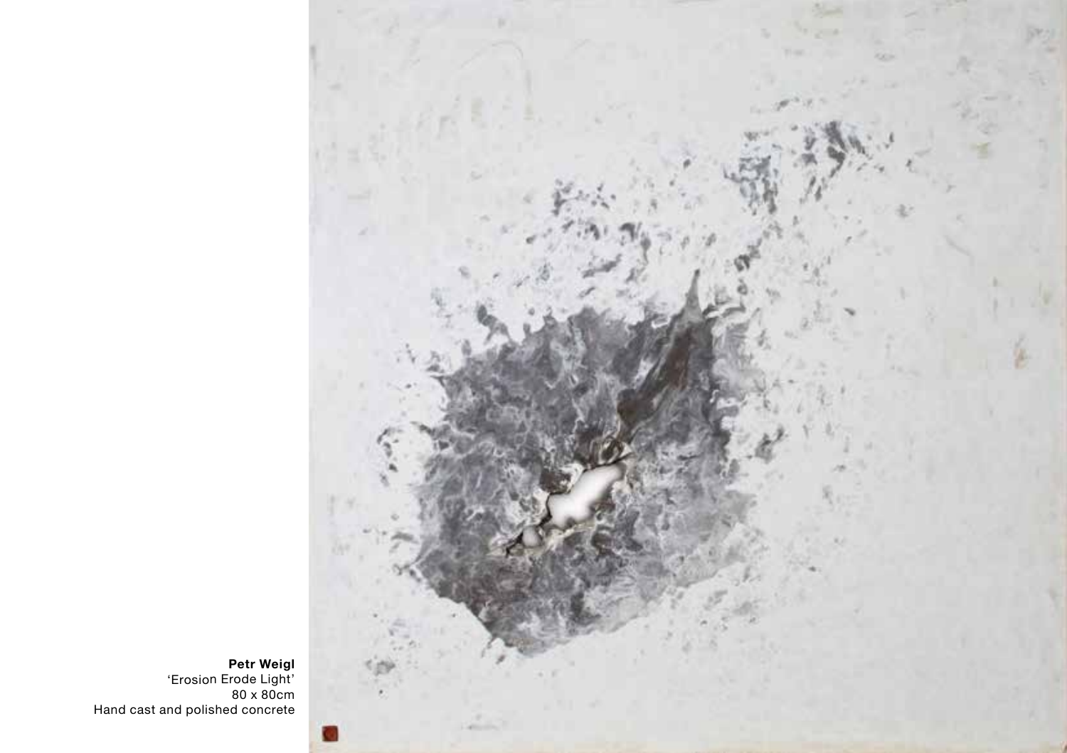**Petr Weigl**
'Erosion Erode Light'
80 x 80cm
Hand cast and polished concrete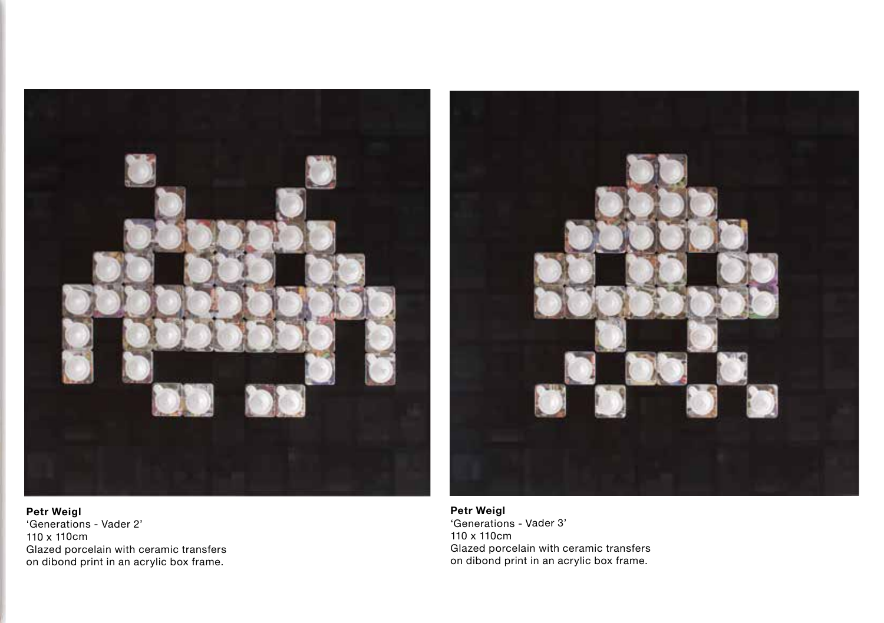**Petr Weigl**
'Generations - Vader 2'
110 x 110cm
Glazed porcelain with ceramic transfers
on dibond print in an acrylic box frame.

**Petr Weigl**
'Generations - Vader 3'
110 x 110cm
Glazed porcelain with ceramic transfers
on dibond print in an acrylic box frame.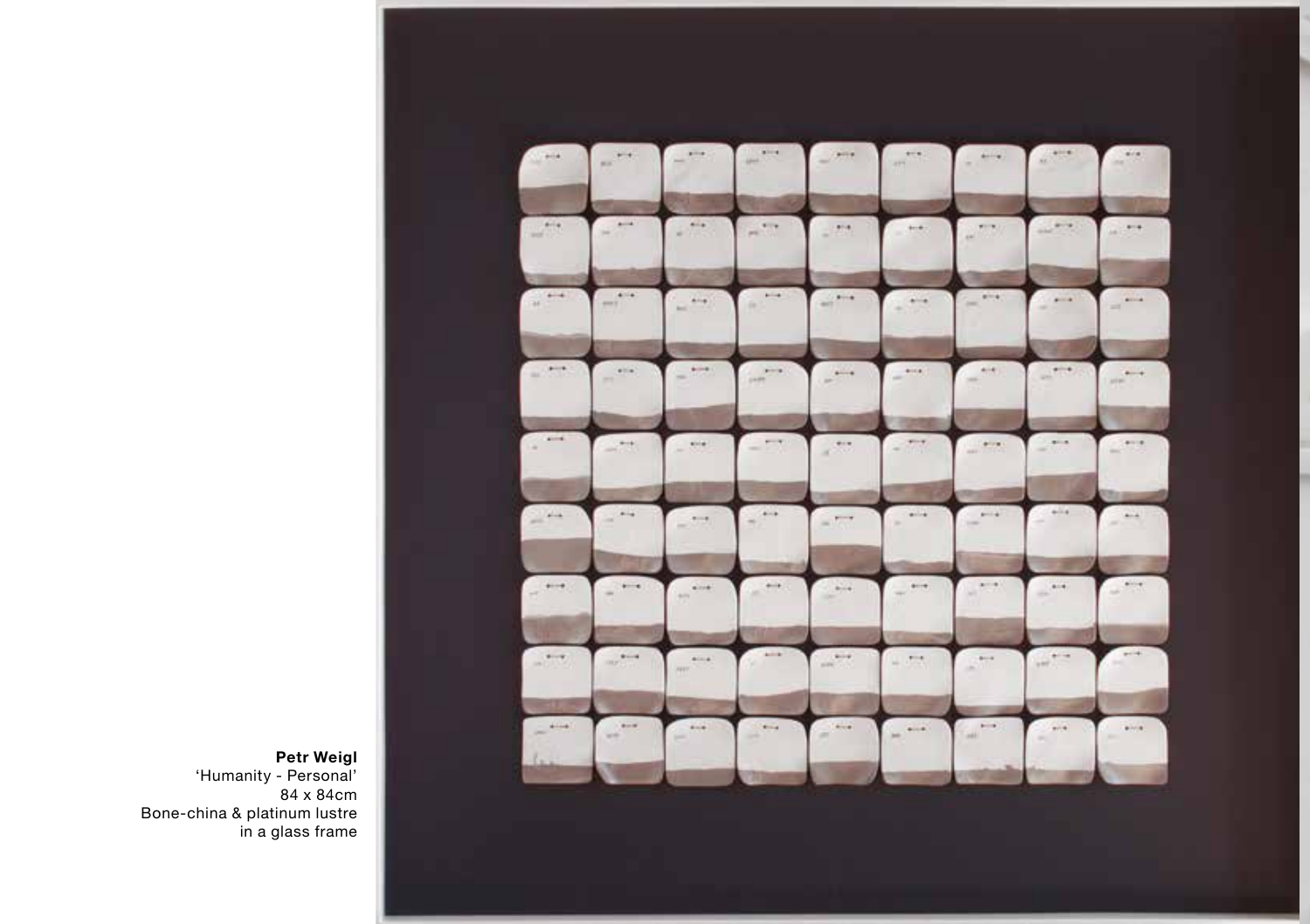**Petr Weigl**
'Humanity - Personal'
84 x 84cm
Bone-china & platinum lustre
in a glass frame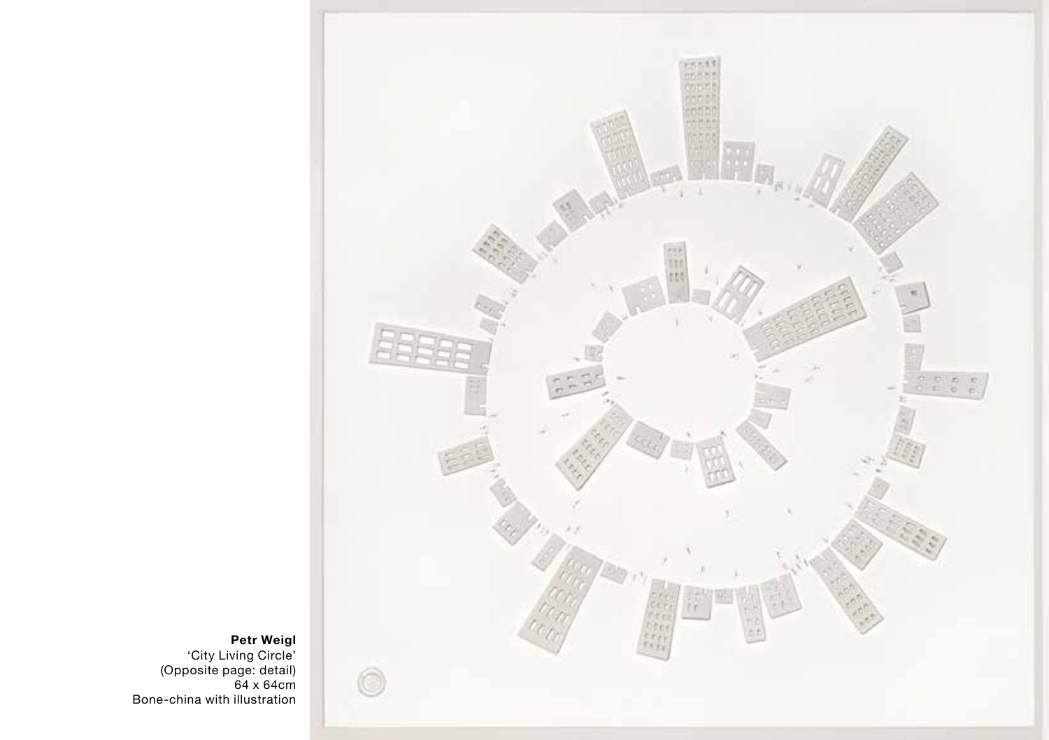**Petr Weigl**
'City Living Circle'
(Opposite page: detail)
64 x 64cm
Bone-china with illustration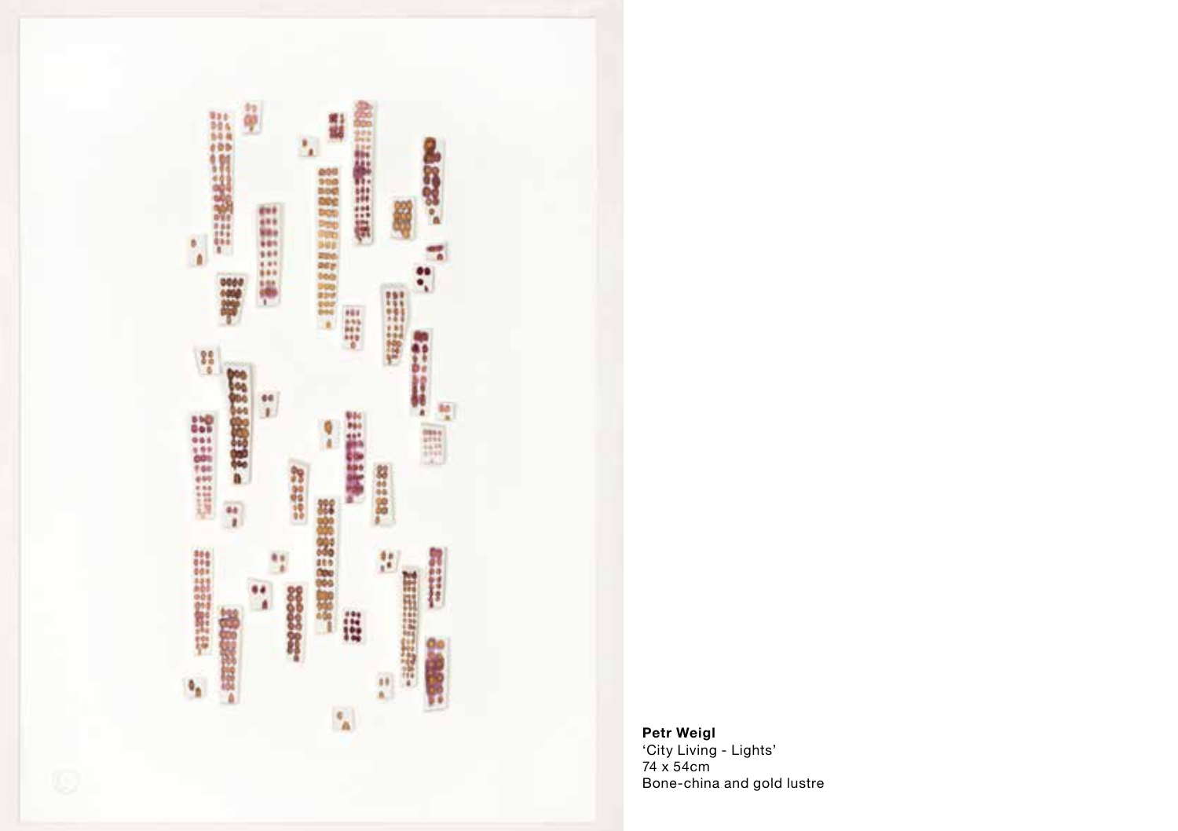**Petr Weigl**
'City Living - Lights'
74 x 54cm
Bone-china and gold lustre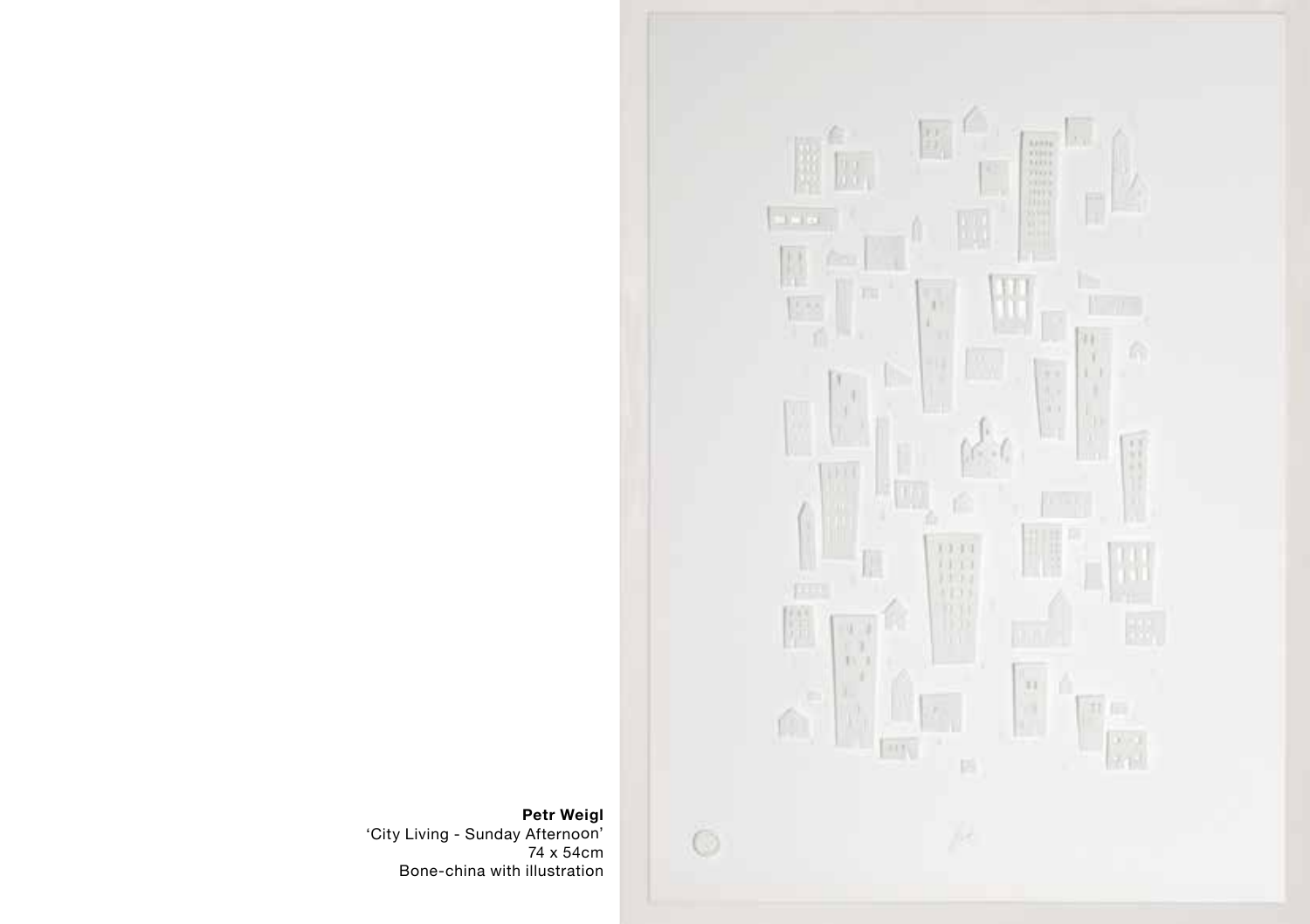**Petr Weigl**
'City Living - Sunday Afternoon'
74 x 54cm
Bone-china with illustration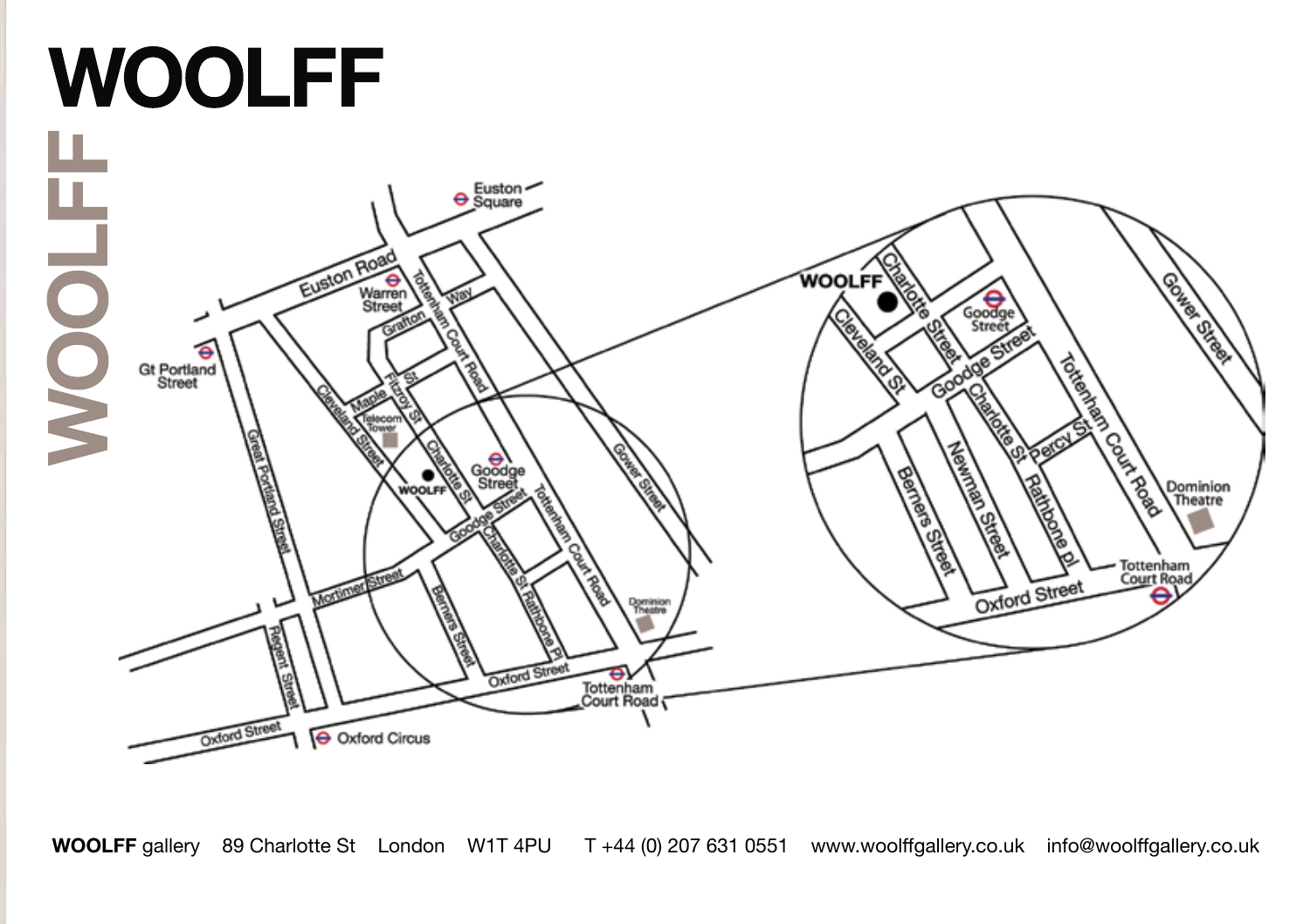# WOOLFF

**WOOLFF** gallery 89 Charlotte St London W1T 4PU T +44 (0) 207 631 0551 www.woolffgallery.co.uk info@woolffgallery.co.uk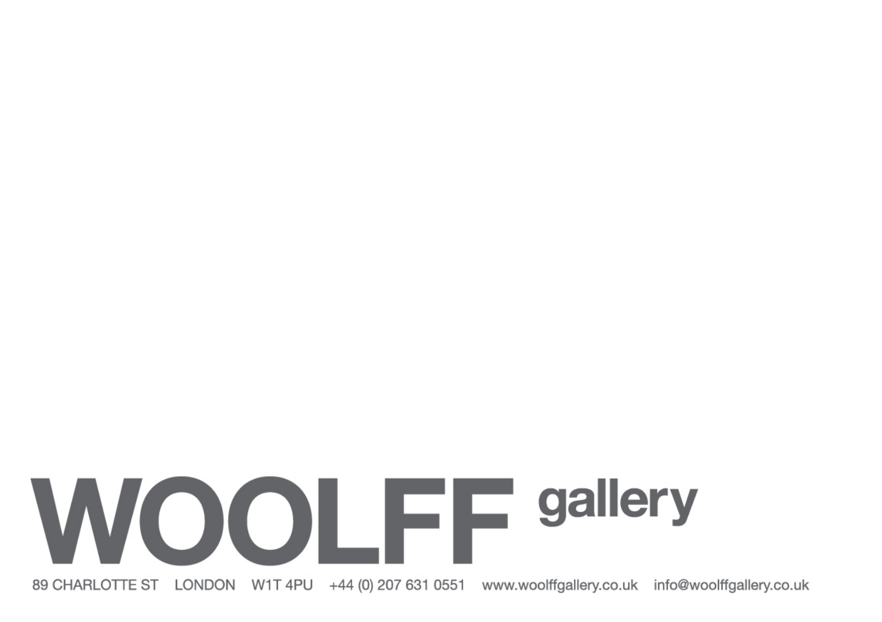# WOOLFF gallery

89 CHARLOTTE ST LONDON W1T 4PU +44 (0) 207 631 0551 www.woolffgallery.co.uk info@woolffgallery.co.uk